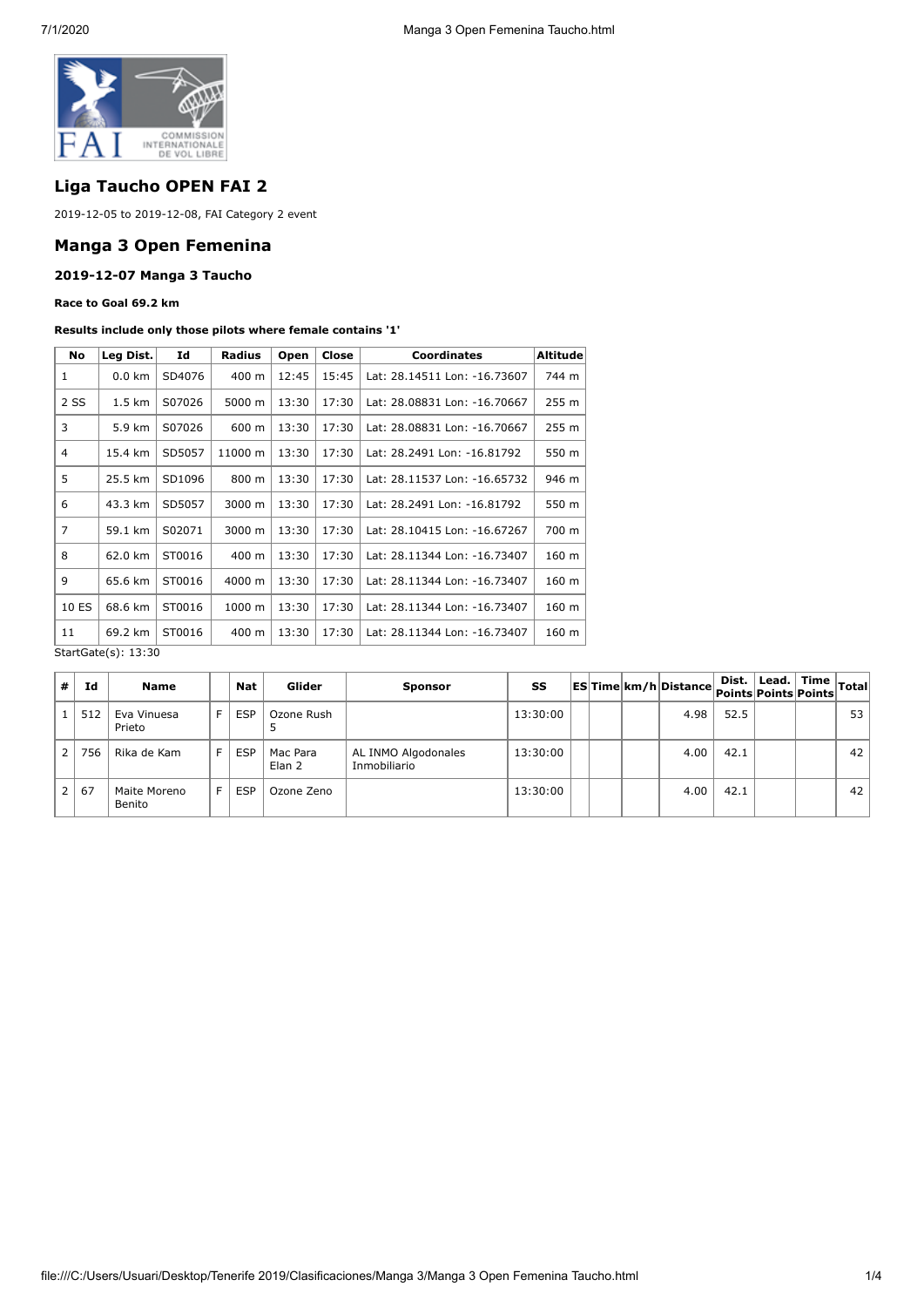## Liga Taucho OPEN FAI 2

2019-12-05 to 2019-12-08, FAI Category 2 event

## Manga 3 Open Femenina

### 2019-12-07 Manga 3 Taucho

**Race to Goal 69.2 km**

**Results include only those pilots where female contains '1'**

| No | Leg Dist. | Id | Radius | Open | Close | Coordinates | Altitude |
|---|---|---|---|---|---|---|---|
| 1 | 0.0 km | SD4076 | 400 m | 12:45 | 15:45 | Lat: 28.14511 Lon: -16.73607 | 744 m |
| 2 SS | 1.5 km | S07026 | 5000 m | 13:30 | 17:30 | Lat: 28.08831 Lon: -16.70667 | 255 m |
| 3 | 5.9 km | S07026 | 600 m | 13:30 | 17:30 | Lat: 28.08831 Lon: -16.70667 | 255 m |
| 4 | 15.4 km | SD5057 | 11000 m | 13:30 | 17:30 | Lat: 28.2491 Lon: -16.81792 | 550 m |
| 5 | 25.5 km | SD1096 | 800 m | 13:30 | 17:30 | Lat: 28.11537 Lon: -16.65732 | 946 m |
| 6 | 43.3 km | SD5057 | 3000 m | 13:30 | 17:30 | Lat: 28.2491 Lon: -16.81792 | 550 m |
| 7 | 59.1 km | S02071 | 3000 m | 13:30 | 17:30 | Lat: 28.10415 Lon: -16.67267 | 700 m |
| 8 | 62.0 km | ST0016 | 400 m | 13:30 | 17:30 | Lat: 28.11344 Lon: -16.73407 | 160 m |
| 9 | 65.6 km | ST0016 | 4000 m | 13:30 | 17:30 | Lat: 28.11344 Lon: -16.73407 | 160 m |
| 10 ES | 68.6 km | ST0016 | 1000 m | 13:30 | 17:30 | Lat: 28.11344 Lon: -16.73407 | 160 m |
| 11 | 69.2 km | ST0016 | 400 m | 13:30 | 17:30 | Lat: 28.11344 Lon: -16.73407 | 160 m |

StartGate(s): 13:30

| # | Id | Name | | Nat | Glider | Sponsor | SS | ES | Time | km/h | Distance | Dist. Points | Lead. Points | Time Points | Total |
|---|---|---|---|---|---|---|---|---|---|---|---|---|---|---|---|
| 1 | 512 | Eva Vinuesa Prieto | F | ESP | Ozone Rush 5 | | 13:30:00 | | | | 4.98 | 52.5 | | | 53 |
| 2 | 756 | Rika de Kam | F | ESP | Mac Para Elan 2 | AL INMO Algodonales Inmobiliario | 13:30:00 | | | | 4.00 | 42.1 | | | 42 |
| 2 | 67 | Maite Moreno Benito | F | ESP | Ozone Zeno | | 13:30:00 | | | | 4.00 | 42.1 | | | 42 |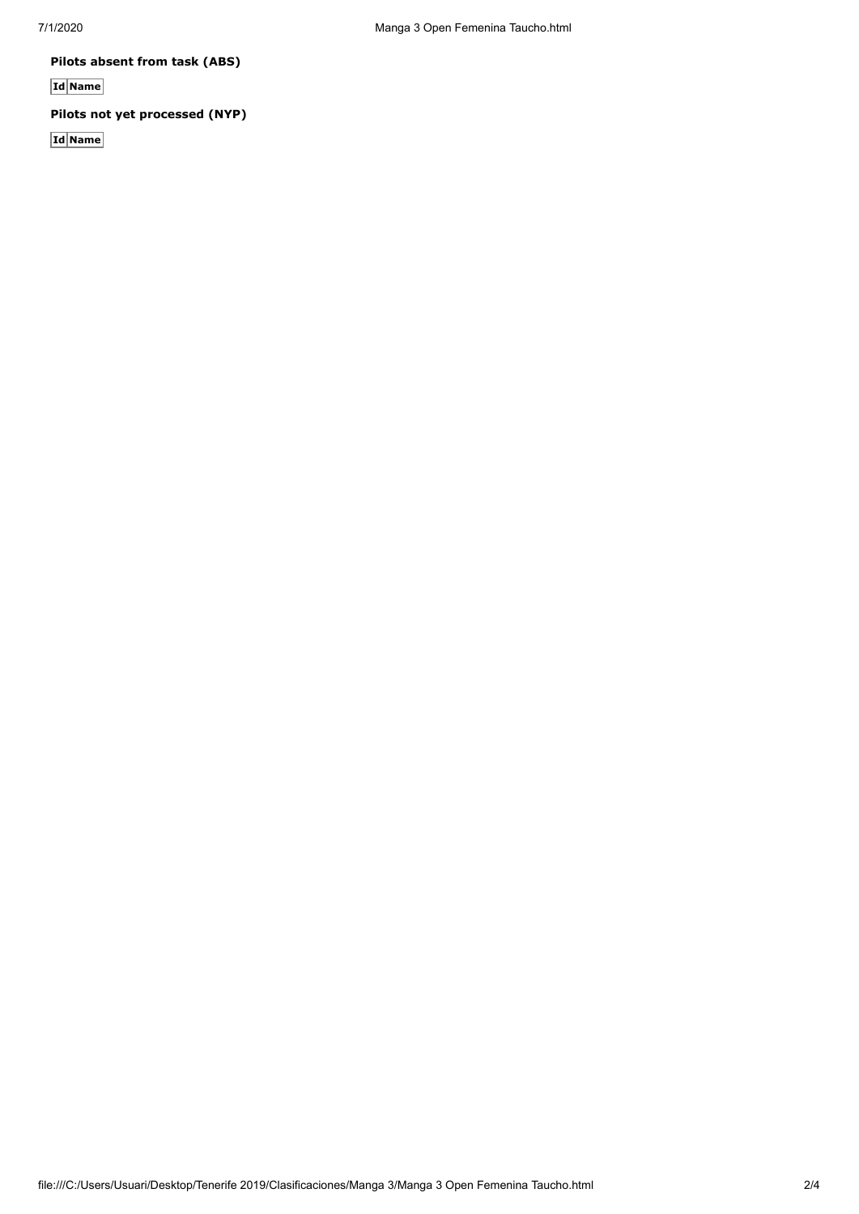**Pilots absent from task (ABS)**

| Id | Name |
|---|---|

**Pilots not yet processed (NYP)**

| Id | Name |
|---|---|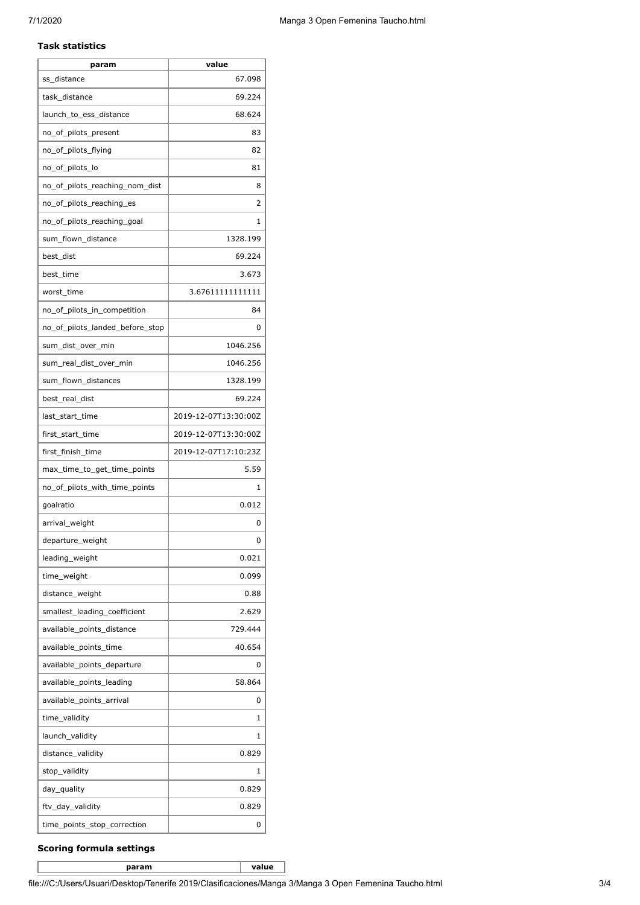**Task statistics**

| param | value |
|---|---|
| ss_distance | 67.098 |
| task_distance | 69.224 |
| launch_to_ess_distance | 68.624 |
| no_of_pilots_present | 83 |
| no_of_pilots_flying | 82 |
| no_of_pilots_lo | 81 |
| no_of_pilots_reaching_nom_dist | 8 |
| no_of_pilots_reaching_es | 2 |
| no_of_pilots_reaching_goal | 1 |
| sum_flown_distance | 1328.199 |
| best_dist | 69.224 |
| best_time | 3.673 |
| worst_time | 3.67611111111111 |
| no_of_pilots_in_competition | 84 |
| no_of_pilots_landed_before_stop | 0 |
| sum_dist_over_min | 1046.256 |
| sum_real_dist_over_min | 1046.256 |
| sum_flown_distances | 1328.199 |
| best_real_dist | 69.224 |
| last_start_time | 2019-12-07T13:30:00Z |
| first_start_time | 2019-12-07T13:30:00Z |
| first_finish_time | 2019-12-07T17:10:23Z |
| max_time_to_get_time_points | 5.59 |
| no_of_pilots_with_time_points | 1 |
| goalratio | 0.012 |
| arrival_weight | 0 |
| departure_weight | 0 |
| leading_weight | 0.021 |
| time_weight | 0.099 |
| distance_weight | 0.88 |
| smallest_leading_coefficient | 2.629 |
| available_points_distance | 729.444 |
| available_points_time | 40.654 |
| available_points_departure | 0 |
| available_points_leading | 58.864 |
| available_points_arrival | 0 |
| time_validity | 1 |
| launch_validity | 1 |
| distance_validity | 0.829 |
| stop_validity | 1 |
| day_quality | 0.829 |
| ftv_day_validity | 0.829 |
| time_points_stop_correction | 0 |

**Scoring formula settings**

| param | value |
|---|---|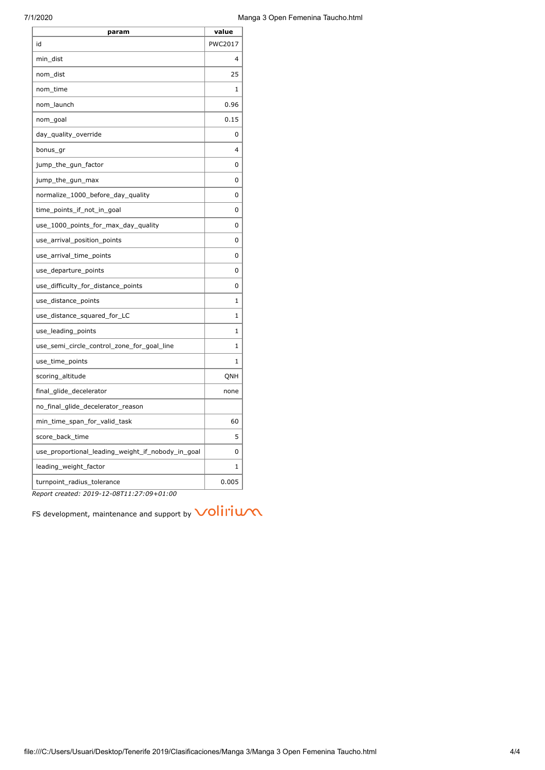| param | value |
|---|---|
| id | PWC2017 |
| min_dist | 4 |
| nom_dist | 25 |
| nom_time | 1 |
| nom_launch | 0.96 |
| nom_goal | 0.15 |
| day_quality_override | 0 |
| bonus_gr | 4 |
| jump_the_gun_factor | 0 |
| jump_the_gun_max | 0 |
| normalize_1000_before_day_quality | 0 |
| time_points_if_not_in_goal | 0 |
| use_1000_points_for_max_day_quality | 0 |
| use_arrival_position_points | 0 |
| use_arrival_time_points | 0 |
| use_departure_points | 0 |
| use_difficulty_for_distance_points | 0 |
| use_distance_points | 1 |
| use_distance_squared_for_LC | 1 |
| use_leading_points | 1 |
| use_semi_circle_control_zone_for_goal_line | 1 |
| use_time_points | 1 |
| scoring_altitude | QNH |
| final_glide_decelerator | none |
| no_final_glide_decelerator_reason | |
| min_time_span_for_valid_task | 60 |
| score_back_time | 5 |
| use_proportional_leading_weight_if_nobody_in_goal | 0 |
| leading_weight_factor | 1 |
| turnpoint_radius_tolerance | 0.005 |

*Report created: 2019-12-08T11:27:09+01:00*

FS development, maintenance and support by volirium